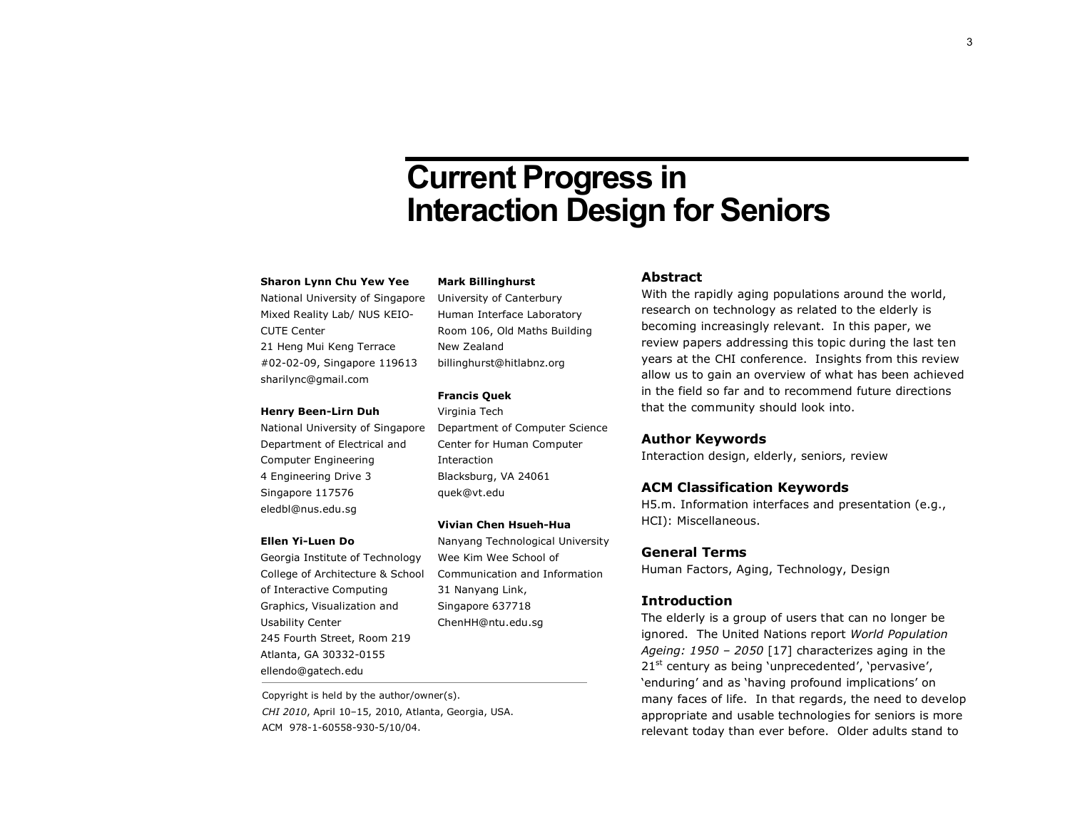# Current Progress in Interaction Design for Seniors

**Sharon Lynn Chu Yew Yee**
National University of Singapore
Mixed Reality Lab/ NUS KEIO-CUTE Center
21 Heng Mui Keng Terrace
#02-02-09, Singapore 119613
sharilync@gmail.com

**Henry Been-Lirn Duh**
National University of Singapore
Department of Electrical and Computer Engineering
4 Engineering Drive 3
Singapore 117576
eledbl@nus.edu.sg

**Ellen Yi-Luen Do**
Georgia Institute of Technology
College of Architecture & School of Interactive Computing
Graphics, Visualization and Usability Center
245 Fourth Street, Room 219
Atlanta, GA 30332-0155
ellendo@gatech.edu

**Mark Billinghurst**
University of Canterbury
Human Interface Laboratory
Room 106, Old Maths Building
New Zealand
billinghurst@hitlabnz.org

**Francis Quek**
Virginia Tech
Department of Computer Science
Center for Human Computer Interaction
Blacksburg, VA 24061
quek@vt.edu

**Vivian Chen Hsueh-Hua**
Nanyang Technological University
Wee Kim Wee School of Communication and Information
31 Nanyang Link,
Singapore 637718
ChenHH@ntu.edu.sg

Copyright is held by the author/owner(s).
*CHI 2010*, April 10–15, 2010, Atlanta, Georgia, USA.
ACM 978-1-60558-930-5/10/04.

## Abstract

With the rapidly aging populations around the world, research on technology as related to the elderly is becoming increasingly relevant. In this paper, we review papers addressing this topic during the last ten years at the CHI conference. Insights from this review allow us to gain an overview of what has been achieved in the field so far and to recommend future directions that the community should look into.

## Author Keywords

Interaction design, elderly, seniors, review

## ACM Classification Keywords

H5.m. Information interfaces and presentation (e.g., HCI): Miscellaneous.

## General Terms

Human Factors, Aging, Technology, Design

## Introduction

The elderly is a group of users that can no longer be ignored. The United Nations report *World Population Ageing: 1950 – 2050* [17] characterizes aging in the 21st century as being 'unprecedented', 'pervasive', 'enduring' and as 'having profound implications' on many faces of life. In that regards, the need to develop appropriate and usable technologies for seniors is more relevant today than ever before. Older adults stand to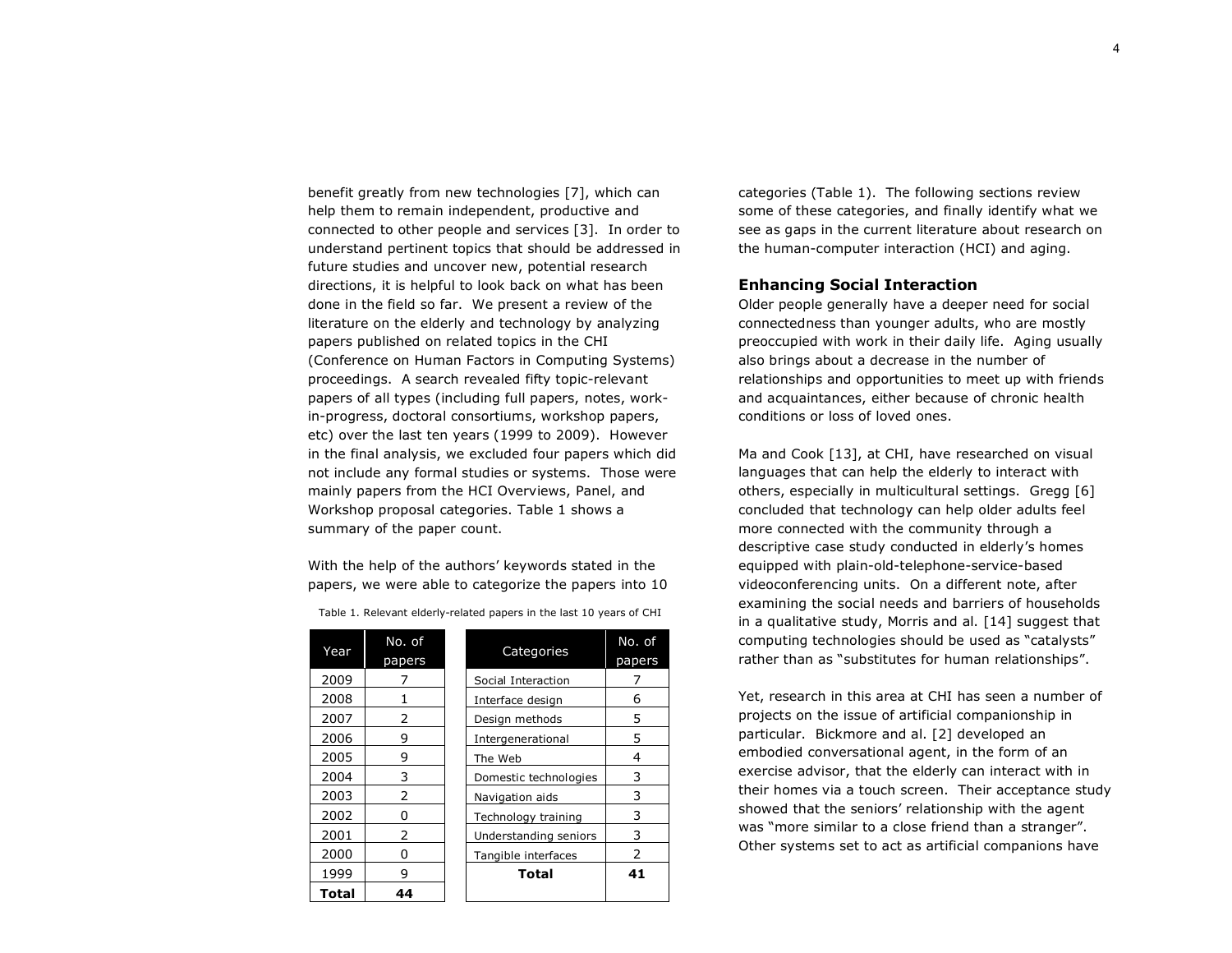benefit greatly from new technologies [7], which can help them to remain independent, productive and connected to other people and services [3]. In order to understand pertinent topics that should be addressed in future studies and uncover new, potential research directions, it is helpful to look back on what has been done in the field so far. We present a review of the literature on the elderly and technology by analyzing papers published on related topics in the CHI (Conference on Human Factors in Computing Systems) proceedings. A search revealed fifty topic-relevant papers of all types (including full papers, notes, work-in-progress, doctoral consortiums, workshop papers, etc) over the last ten years (1999 to 2009). However in the final analysis, we excluded four papers which did not include any formal studies or systems. Those were mainly papers from the HCI Overviews, Panel, and Workshop proposal categories. Table 1 shows a summary of the paper count.

With the help of the authors' keywords stated in the papers, we were able to categorize the papers into 10 categories (Table 1). The following sections review some of these categories, and finally identify what we see as gaps in the current literature about research on the human-computer interaction (HCI) and aging.

Table 1. Relevant elderly-related papers in the last 10 years of CHI

| Year | No. of papers |
|---|---|
| 2009 | 7 |
| 2008 | 1 |
| 2007 | 2 |
| 2006 | 9 |
| 2005 | 9 |
| 2004 | 3 |
| 2003 | 2 |
| 2002 | 0 |
| 2001 | 2 |
| 2000 | 0 |
| 1999 | 9 |
| **Total** | **44** |

| Categories | No. of papers |
|---|---|
| Social Interaction | 7 |
| Interface design | 6 |
| Design methods | 5 |
| Intergenerational | 5 |
| The Web | 4 |
| Domestic technologies | 3 |
| Navigation aids | 3 |
| Technology training | 3 |
| Understanding seniors | 3 |
| Tangible interfaces | 2 |
| **Total** | **41** |

## Enhancing Social Interaction

Older people generally have a deeper need for social connectedness than younger adults, who are mostly preoccupied with work in their daily life. Aging usually also brings about a decrease in the number of relationships and opportunities to meet up with friends and acquaintances, either because of chronic health conditions or loss of loved ones.

Ma and Cook [13], at CHI, have researched on visual languages that can help the elderly to interact with others, especially in multicultural settings. Gregg [6] concluded that technology can help older adults feel more connected with the community through a descriptive case study conducted in elderly's homes equipped with plain-old-telephone-service-based videoconferencing units. On a different note, after examining the social needs and barriers of households in a qualitative study, Morris and al. [14] suggest that computing technologies should be used as "catalysts" rather than as "substitutes for human relationships".

Yet, research in this area at CHI has seen a number of projects on the issue of artificial companionship in particular. Bickmore and al. [2] developed an embodied conversational agent, in the form of an exercise advisor, that the elderly can interact with in their homes via a touch screen. Their acceptance study showed that the seniors' relationship with the agent was "more similar to a close friend than a stranger". Other systems set to act as artificial companions have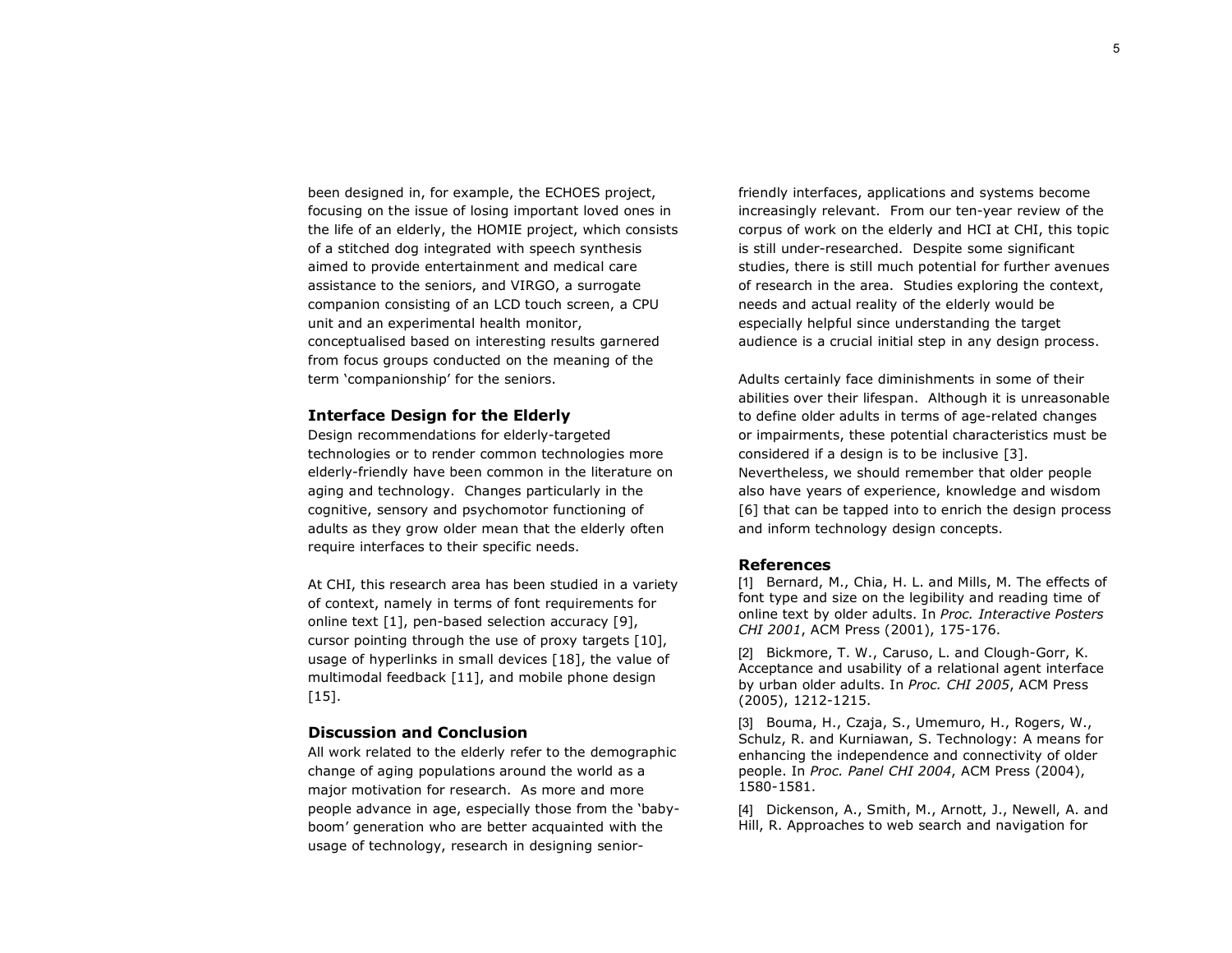been designed in, for example, the ECHOES project, focusing on the issue of losing important loved ones in the life of an elderly, the HOMIE project, which consists of a stitched dog integrated with speech synthesis aimed to provide entertainment and medical care assistance to the seniors, and VIRGO, a surrogate companion consisting of an LCD touch screen, a CPU unit and an experimental health monitor, conceptualised based on interesting results garnered from focus groups conducted on the meaning of the term 'companionship' for the seniors.

## Interface Design for the Elderly

Design recommendations for elderly-targeted technologies or to render common technologies more elderly-friendly have been common in the literature on aging and technology. Changes particularly in the cognitive, sensory and psychomotor functioning of adults as they grow older mean that the elderly often require interfaces to their specific needs.

At CHI, this research area has been studied in a variety of context, namely in terms of font requirements for online text [1], pen-based selection accuracy [9], cursor pointing through the use of proxy targets [10], usage of hyperlinks in small devices [18], the value of multimodal feedback [11], and mobile phone design [15].

## Discussion and Conclusion

All work related to the elderly refer to the demographic change of aging populations around the world as a major motivation for research. As more and more people advance in age, especially those from the 'baby-boom' generation who are better acquainted with the usage of technology, research in designing senior-friendly interfaces, applications and systems become increasingly relevant. From our ten-year review of the corpus of work on the elderly and HCI at CHI, this topic is still under-researched. Despite some significant studies, there is still much potential for further avenues of research in the area. Studies exploring the context, needs and actual reality of the elderly would be especially helpful since understanding the target audience is a crucial initial step in any design process.

Adults certainly face diminishments in some of their abilities over their lifespan. Although it is unreasonable to define older adults in terms of age-related changes or impairments, these potential characteristics must be considered if a design is to be inclusive [3]. Nevertheless, we should remember that older people also have years of experience, knowledge and wisdom [6] that can be tapped into to enrich the design process and inform technology design concepts.

## References

[1] Bernard, M., Chia, H. L. and Mills, M. The effects of font type and size on the legibility and reading time of online text by older adults. In *Proc. Interactive Posters CHI 2001*, ACM Press (2001), 175-176.

[2] Bickmore, T. W., Caruso, L. and Clough-Gorr, K. Acceptance and usability of a relational agent interface by urban older adults. In *Proc. CHI 2005*, ACM Press (2005), 1212-1215.

[3] Bouma, H., Czaja, S., Umemuro, H., Rogers, W., Schulz, R. and Kurniawan, S. Technology: A means for enhancing the independence and connectivity of older people. In *Proc. Panel CHI 2004*, ACM Press (2004), 1580-1581.

[4] Dickenson, A., Smith, M., Arnott, J., Newell, A. and Hill, R. Approaches to web search and navigation for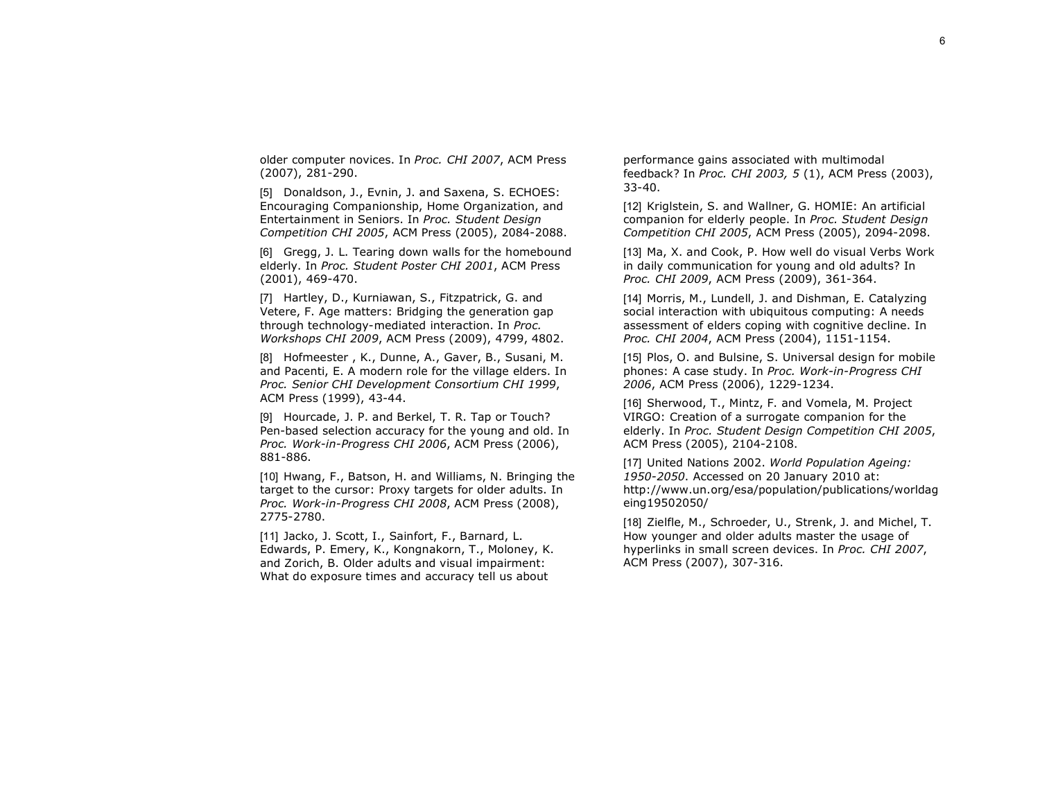older computer novices. In *Proc. CHI 2007*, ACM Press (2007), 281-290.

[5] Donaldson, J., Evnin, J. and Saxena, S. ECHOES: Encouraging Companionship, Home Organization, and Entertainment in Seniors. In *Proc. Student Design Competition CHI 2005*, ACM Press (2005), 2084-2088.

[6] Gregg, J. L. Tearing down walls for the homebound elderly. In *Proc. Student Poster CHI 2001*, ACM Press (2001), 469-470.

[7] Hartley, D., Kurniawan, S., Fitzpatrick, G. and Vetere, F. Age matters: Bridging the generation gap through technology-mediated interaction. In *Proc. Workshops CHI 2009*, ACM Press (2009), 4799, 4802.

[8] Hofmeester , K., Dunne, A., Gaver, B., Susani, M. and Pacenti, E. A modern role for the village elders. In *Proc. Senior CHI Development Consortium CHI 1999*, ACM Press (1999), 43-44.

[9] Hourcade, J. P. and Berkel, T. R. Tap or Touch? Pen-based selection accuracy for the young and old. In *Proc. Work-in-Progress CHI 2006*, ACM Press (2006), 881-886.

[10] Hwang, F., Batson, H. and Williams, N. Bringing the target to the cursor: Proxy targets for older adults. In *Proc. Work-in-Progress CHI 2008*, ACM Press (2008), 2775-2780.

[11] Jacko, J. Scott, I., Sainfort, F., Barnard, L. Edwards, P. Emery, K., Kongnakorn, T., Moloney, K. and Zorich, B. Older adults and visual impairment: What do exposure times and accuracy tell us about performance gains associated with multimodal feedback? In *Proc. CHI 2003, 5* (1), ACM Press (2003), 33-40.

[12] Kriglstein, S. and Wallner, G. HOMIE: An artificial companion for elderly people. In *Proc. Student Design Competition CHI 2005*, ACM Press (2005), 2094-2098.

[13] Ma, X. and Cook, P. How well do visual Verbs Work in daily communication for young and old adults? In *Proc. CHI 2009*, ACM Press (2009), 361-364.

[14] Morris, M., Lundell, J. and Dishman, E. Catalyzing social interaction with ubiquitous computing: A needs assessment of elders coping with cognitive decline. In *Proc. CHI 2004*, ACM Press (2004), 1151-1154.

[15] Plos, O. and Bulsine, S. Universal design for mobile phones: A case study. In *Proc. Work-in-Progress CHI 2006*, ACM Press (2006), 1229-1234.

[16] Sherwood, T., Mintz, F. and Vomela, M. Project VIRGO: Creation of a surrogate companion for the elderly. In *Proc. Student Design Competition CHI 2005*, ACM Press (2005), 2104-2108.

[17] United Nations 2002. *World Population Ageing: 1950-2050*. Accessed on 20 January 2010 at: http://www.un.org/esa/population/publications/worldageing19502050/

[18] Zielfle, M., Schroeder, U., Strenk, J. and Michel, T. How younger and older adults master the usage of hyperlinks in small screen devices. In *Proc. CHI 2007*, ACM Press (2007), 307-316.